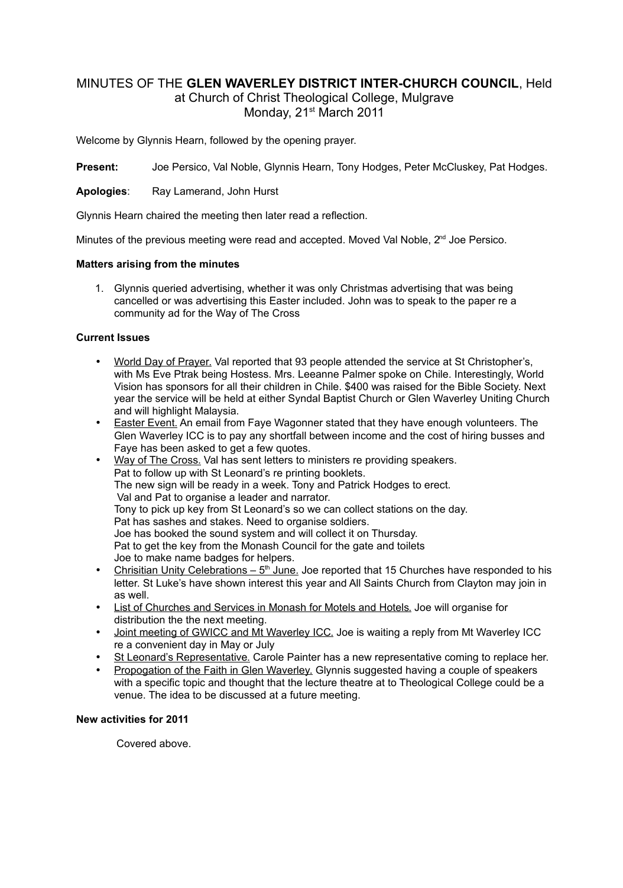# MINUTES OF THE **GLEN WAVERLEY DISTRICT INTER-CHURCH COUNCIL**, Held at Church of Christ Theological College, Mulgrave Monday, 21st March 2011

Welcome by Glynnis Hearn, followed by the opening prayer.

**Present:** Joe Persico, Val Noble, Glynnis Hearn, Tony Hodges, Peter McCluskey, Pat Hodges.

**Apologies**: Ray Lamerand, John Hurst

Glynnis Hearn chaired the meeting then later read a reflection.

Minutes of the previous meeting were read and accepted. Moved Val Noble, 2nd Joe Persico.

**Matters arising from the minutes**

1. Glynnis queried advertising, whether it was only Christmas advertising that was being cancelled or was advertising this Easter included. John was to speak to the paper re a community ad for the Way of The Cross

**Current Issues**

- World Day of Prayer. Val reported that 93 people attended the service at St Christopher's, with Ms Eve Ptrak being Hostess. Mrs. Leeanne Palmer spoke on Chile. Interestingly, World Vision has sponsors for all their children in Chile. $400 was raised for the Bible Society. Next year the service will be held at either Syndal Baptist Church or Glen Waverley Uniting Church and will highlight Malaysia.
- Easter Event. An email from Faye Wagonner stated that they have enough volunteers. The Glen Waverley ICC is to pay any shortfall between income and the cost of hiring busses and Faye has been asked to get a few quotes.
- Way of The Cross. Val has sent letters to ministers re providing speakers.
  Pat to follow up with St Leonard's re printing booklets.
  The new sign will be ready in a week. Tony and Patrick Hodges to erect.
  Val and Pat to organise a leader and narrator.
  Tony to pick up key from St Leonard's so we can collect stations on the day.
  Pat has sashes and stakes. Need to organise soldiers.
  Joe has booked the sound system and will collect it on Thursday.
  Pat to get the key from the Monash Council for the gate and toilets
  Joe to make name badges for helpers.
- Chrisitian Unity Celebrations – 5th June. Joe reported that 15 Churches have responded to his letter. St Luke's have shown interest this year and All Saints Church from Clayton may join in as well.
- List of Churches and Services in Monash for Motels and Hotels. Joe will organise for distribution the the next meeting.
- Joint meeting of GWICC and Mt Waverley ICC. Joe is waiting a reply from Mt Waverley ICC re a convenient day in May or July
- St Leonard's Representative. Carole Painter has a new representative coming to replace her.
- Propogation of the Faith in Glen Waverley. Glynnis suggested having a couple of speakers with a specific topic and thought that the lecture theatre at to Theological College could be a venue. The idea to be discussed at a future meeting.

**New activities for 2011**

Covered above.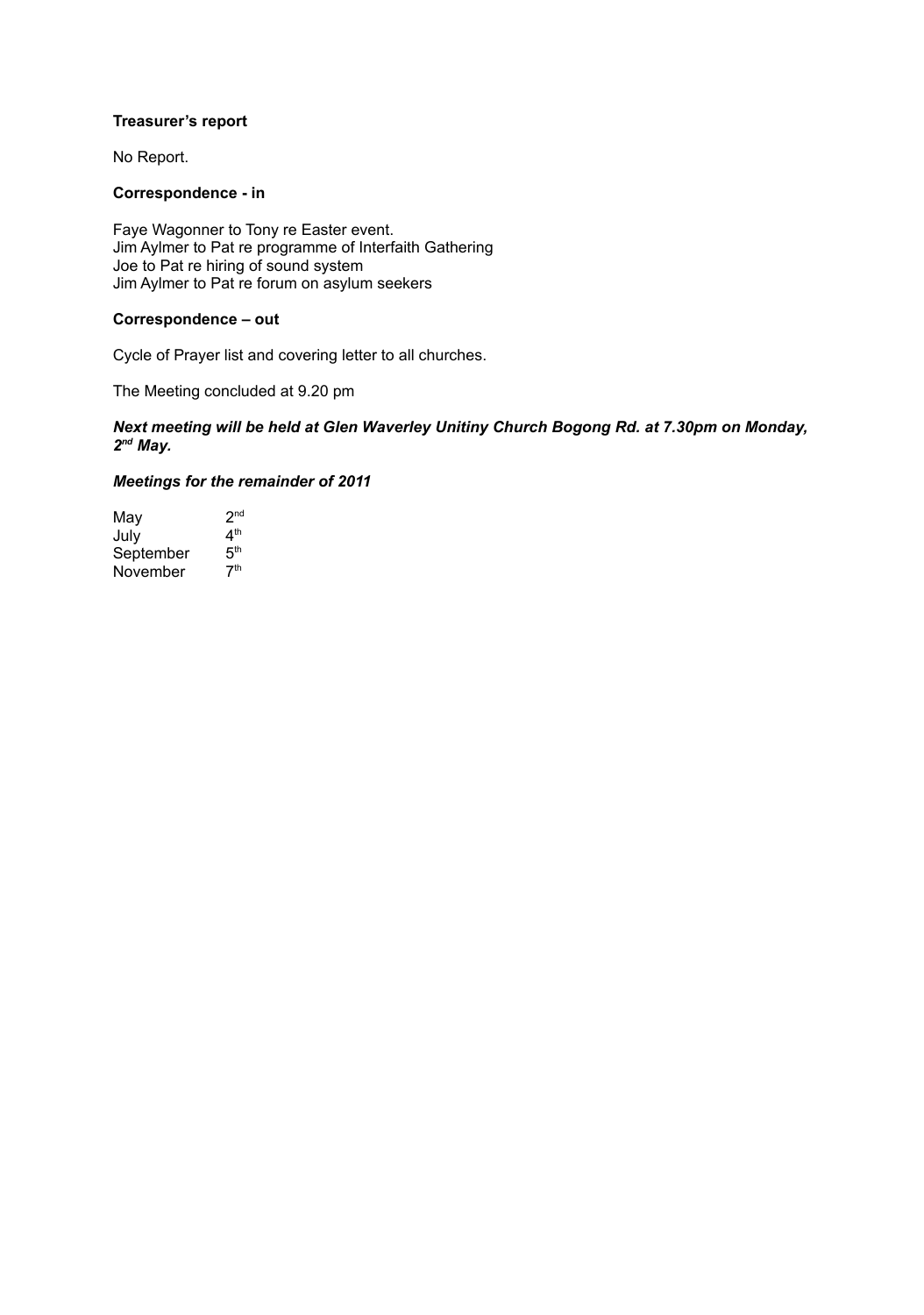**Treasurer's report**

No Report.

**Correspondence - in**

Faye Wagonner to Tony re Easter event.
Jim Aylmer to Pat re programme of Interfaith Gathering
Joe to Pat re hiring of sound system
Jim Aylmer to Pat re forum on asylum seekers

**Correspondence – out**

Cycle of Prayer list and covering letter to all churches.

The Meeting concluded at 9.20 pm

***Next meeting will be held at Glen Waverley Unitiny Church Bogong Rd. at 7.30pm on Monday, 2nd May.***

***Meetings for the remainder of 2011***

| | |
|---|---|
| May | 2nd |
| July | 4th |
| September | 5th |
| November | 7th |